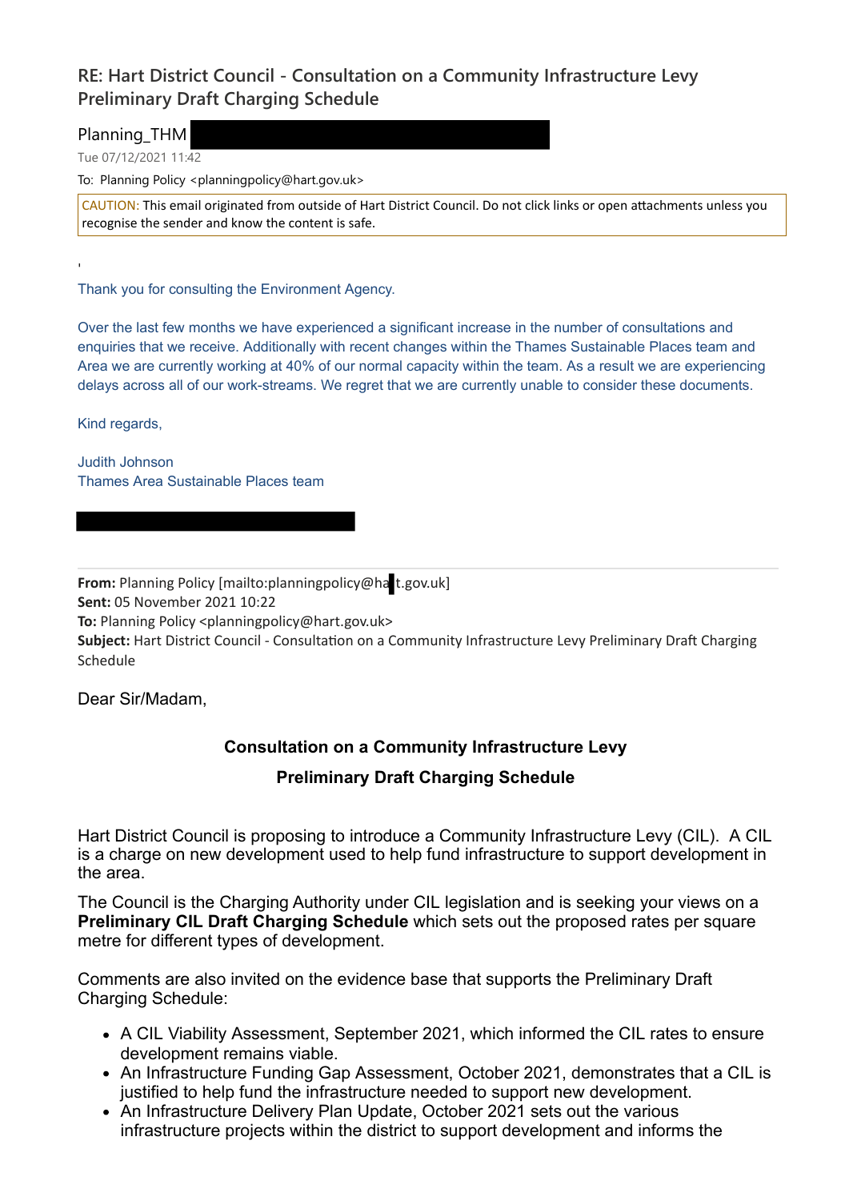# RE: Hart District Council - Consultation on a Community Infrastructure Levy Preliminary Draft Charging Schedule

Planning_THM

Tue 07/12/2021 11:42

To: Planning Policy <planningpolicy@hart.gov.uk>

CAUTION: This email originated from outside of Hart District Council. Do not click links or open attachments unless you recognise the sender and know the content is safe.

'

Thank you for consulting the Environment Agency.

Over the last few months we have experienced a significant increase in the number of consultations and enquiries that we receive. Additionally with recent changes within the Thames Sustainable Places team and Area we are currently working at 40% of our normal capacity within the team. As a result we are experiencing delays across all of our work-streams. We regret that we are currently unable to consider these documents.

Kind regards,

Judith Johnson
Thames Area Sustainable Places team

---

**From:** Planning Policy [mailto:planningpolicy@hart.gov.uk]
**Sent:** 05 November 2021 10:22
**To:** Planning Policy <planningpolicy@hart.gov.uk>
**Subject:** Hart District Council - Consultation on a Community Infrastructure Levy Preliminary Draft Charging Schedule

Dear Sir/Madam,

**Consultation on a Community Infrastructure Levy**

**Preliminary Draft Charging Schedule**

Hart District Council is proposing to introduce a Community Infrastructure Levy (CIL). A CIL is a charge on new development used to help fund infrastructure to support development in the area.

The Council is the Charging Authority under CIL legislation and is seeking your views on a **Preliminary CIL Draft Charging Schedule** which sets out the proposed rates per square metre for different types of development.

Comments are also invited on the evidence base that supports the Preliminary Draft Charging Schedule:

- A CIL Viability Assessment, September 2021, which informed the CIL rates to ensure development remains viable.
- An Infrastructure Funding Gap Assessment, October 2021, demonstrates that a CIL is justified to help fund the infrastructure needed to support new development.
- An Infrastructure Delivery Plan Update, October 2021 sets out the various infrastructure projects within the district to support development and informs the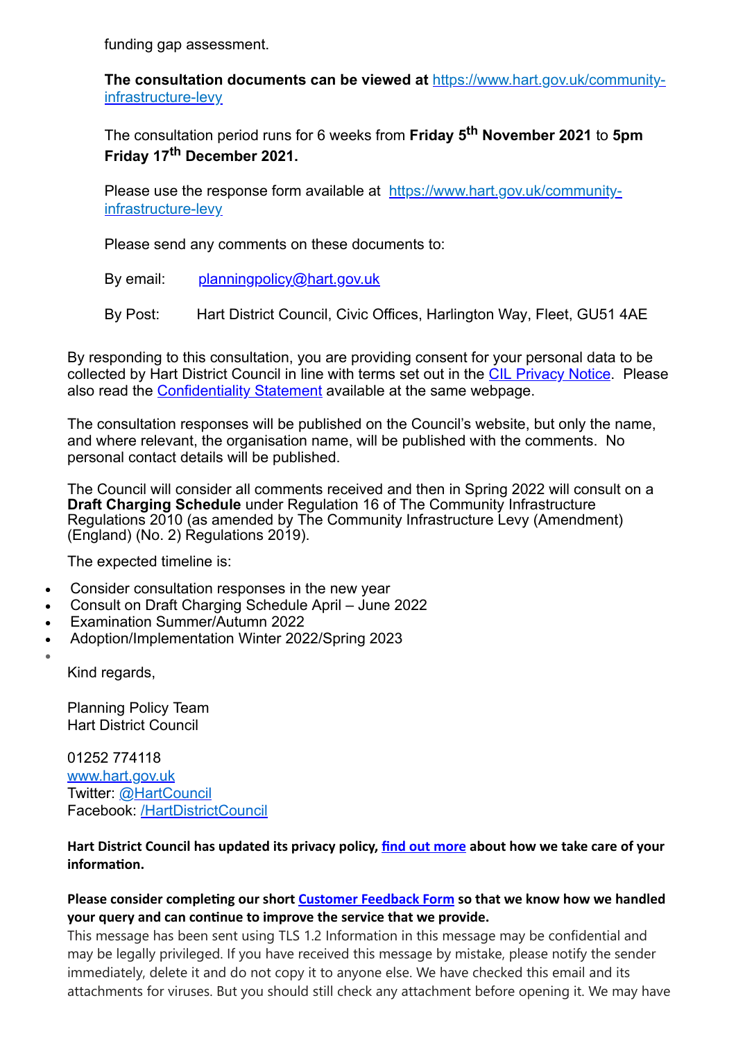funding gap assessment.

**The consultation documents can be viewed at** [https://www.hart.gov.uk/community-infrastructure-levy](https://www.hart.gov.uk/community-infrastructure-levy)

The consultation period runs for 6 weeks from **Friday 5th November 2021** to **5pm Friday 17th December 2021.**

Please use the response form available at [https://www.hart.gov.uk/community-infrastructure-levy](https://www.hart.gov.uk/community-infrastructure-levy)

Please send any comments on these documents to:

By email: [planningpolicy@hart.gov.uk](mailto:planningpolicy@hart.gov.uk)

By Post: Hart District Council, Civic Offices, Harlington Way, Fleet, GU51 4AE

By responding to this consultation, you are providing consent for your personal data to be collected by Hart District Council in line with terms set out in the CIL Privacy Notice. Please also read the Confidentiality Statement available at the same webpage.

The consultation responses will be published on the Council's website, but only the name, and where relevant, the organisation name, will be published with the comments. No personal contact details will be published.

The Council will consider all comments received and then in Spring 2022 will consult on a **Draft Charging Schedule** under Regulation 16 of The Community Infrastructure Regulations 2010 (as amended by The Community Infrastructure Levy (Amendment) (England) (No. 2) Regulations 2019).

The expected timeline is:

- Consider consultation responses in the new year
- Consult on Draft Charging Schedule April – June 2022
- Examination Summer/Autumn 2022
- Adoption/Implementation Winter 2022/Spring 2023

Kind regards,

Planning Policy Team
Hart District Council

01252 774118
[www.hart.gov.uk](http://www.hart.gov.uk)
Twitter: @HartCouncil
Facebook: /HartDistrictCouncil

**Hart District Council has updated its privacy policy, find out more about how we take care of your information.**

**Please consider completing our short Customer Feedback Form so that we know how we handled your query and can continue to improve the service that we provide.**

This message has been sent using TLS 1.2 Information in this message may be confidential and may be legally privileged. If you have received this message by mistake, please notify the sender immediately, delete it and do not copy it to anyone else. We have checked this email and its attachments for viruses. But you should still check any attachment before opening it. We may have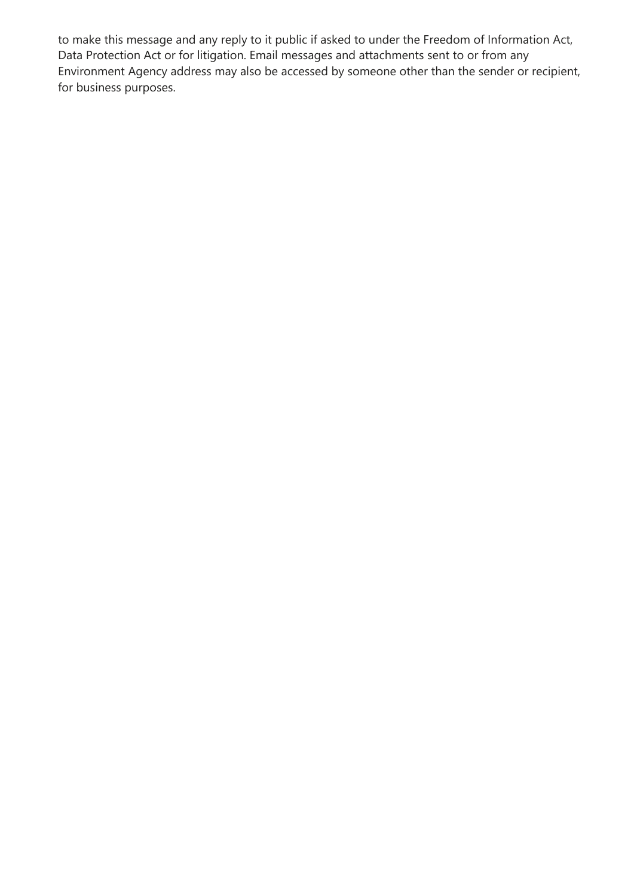to make this message and any reply to it public if asked to under the Freedom of Information Act, Data Protection Act or for litigation. Email messages and attachments sent to or from any Environment Agency address may also be accessed by someone other than the sender or recipient, for business purposes.